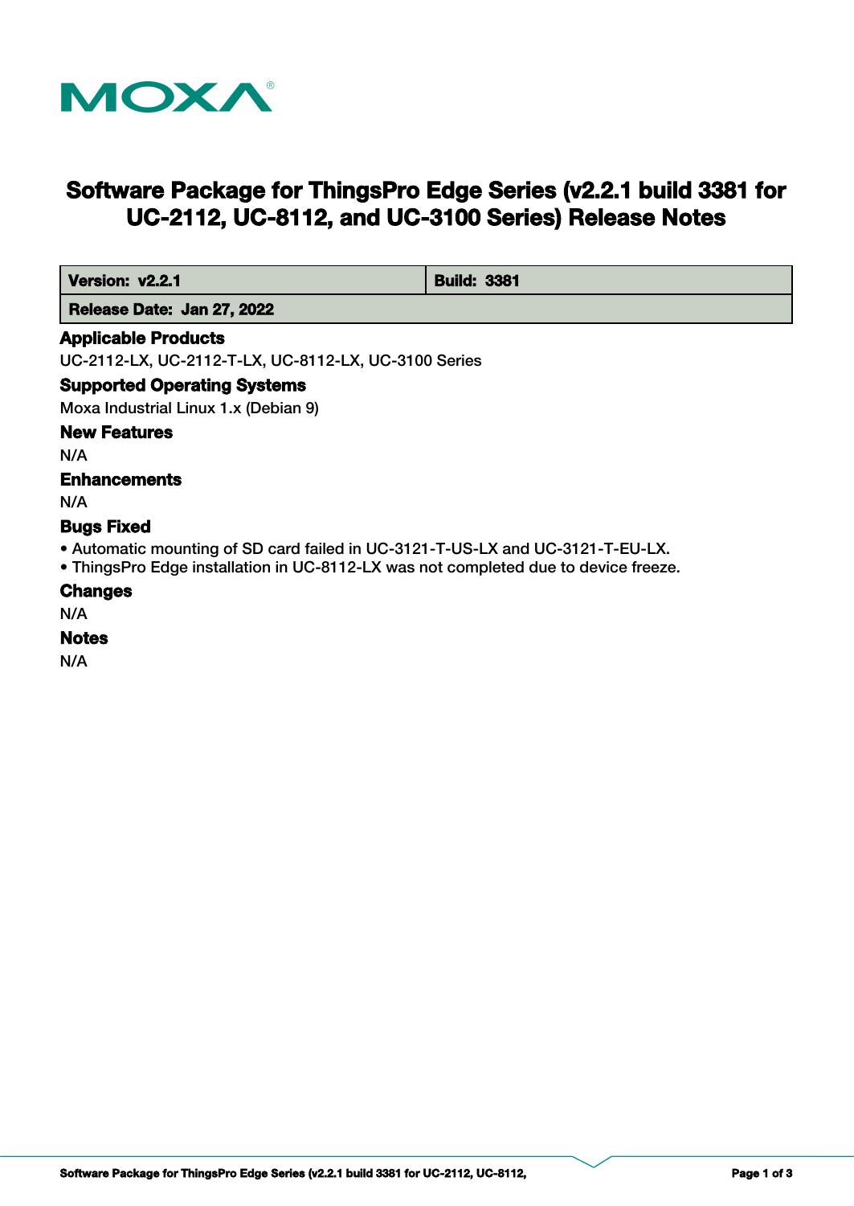# Software Package for ThingsPro Edge Series (v2.2.1 build 3381 for UC-2112, UC-8112, and UC-3100 Series) Release Notes

| **Version: v2.2.1** | **Build: 3381** |
|---|---|
| **Release Date: Jan 27, 2022** | |

## Applicable Products

UC-2112-LX, UC-2112-T-LX, UC-8112-LX, UC-3100 Series

## Supported Operating Systems

Moxa Industrial Linux 1.x (Debian 9)

## New Features

N/A

## Enhancements

N/A

## Bugs Fixed

- Automatic mounting of SD card failed in UC-3121-T-US-LX and UC-3121-T-EU-LX.
- ThingsPro Edge installation in UC-8112-LX was not completed due to device freeze.

## Changes

N/A

## Notes

N/A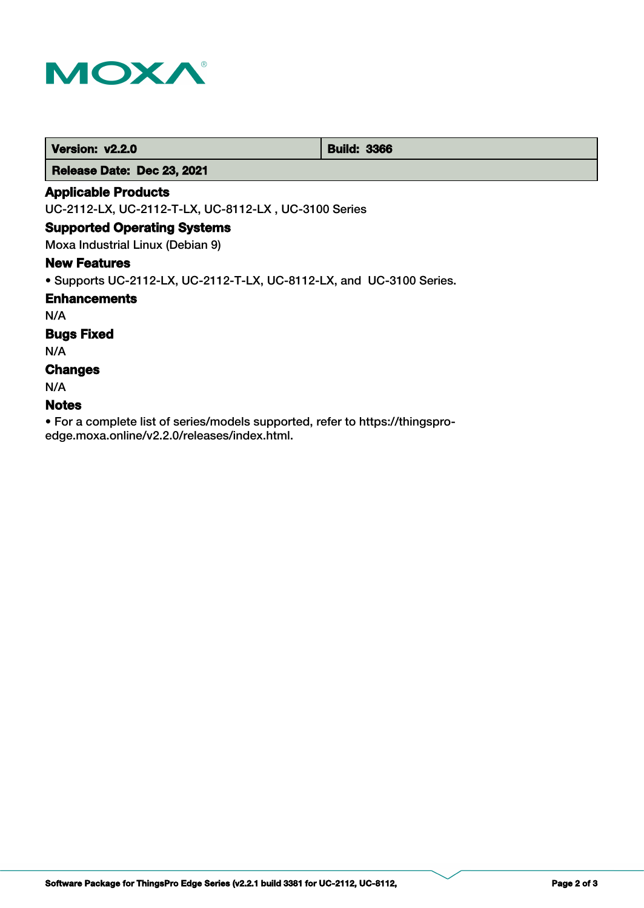| Version: v2.2.0 | Build: 3366 |
| --- | --- |
| Release Date: Dec 23, 2021 | |

## Applicable Products

UC-2112-LX, UC-2112-T-LX, UC-8112-LX , UC-3100 Series

## Supported Operating Systems

Moxa Industrial Linux (Debian 9)

## New Features

- Supports UC-2112-LX, UC-2112-T-LX, UC-8112-LX, and UC-3100 Series.

## Enhancements

N/A

## Bugs Fixed

N/A

## Changes

N/A

## Notes

- For a complete list of series/models supported, refer to https://thingspro-edge.moxa.online/v2.2.0/releases/index.html.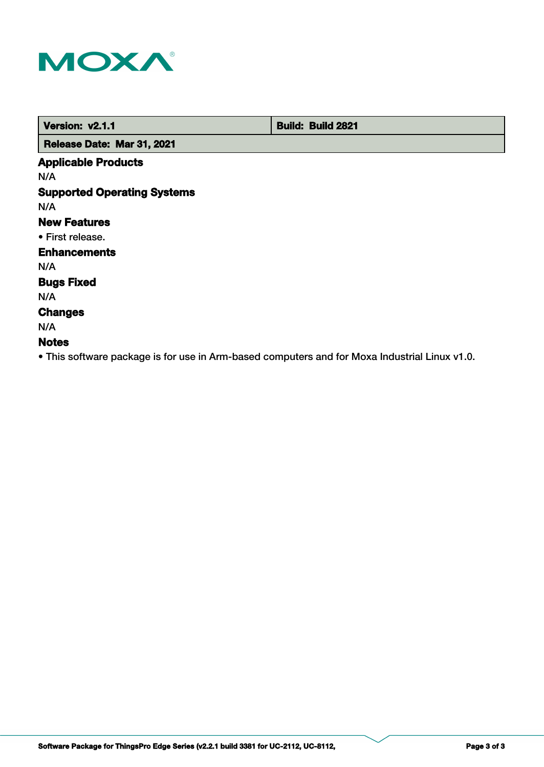| Version: v2.1.1 | Build: Build 2821 |
| --- | --- |
| Release Date: Mar 31, 2021 | |

### Applicable Products

N/A

### Supported Operating Systems

N/A

### New Features

• First release.

### Enhancements

N/A

### Bugs Fixed

N/A

### Changes

N/A

### Notes

• This software package is for use in Arm-based computers and for Moxa Industrial Linux v1.0.